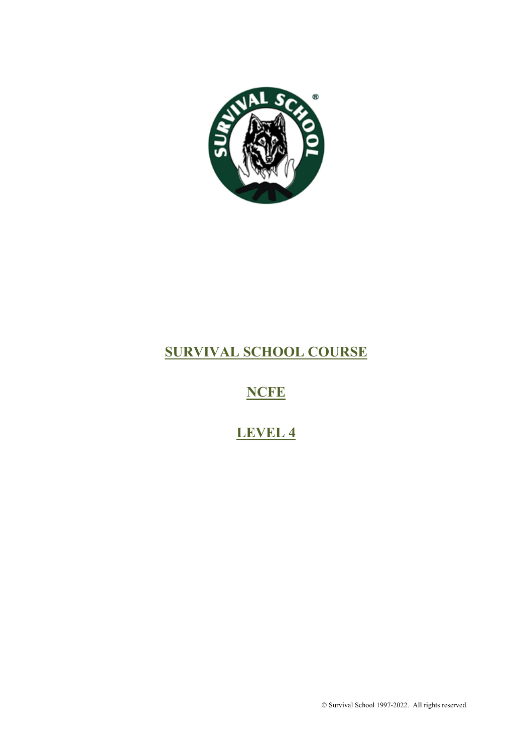# SURVIVAL SCHOOL COURSE

## NCFE

## LEVEL 4

© Survival School 1997-2022. All rights reserved.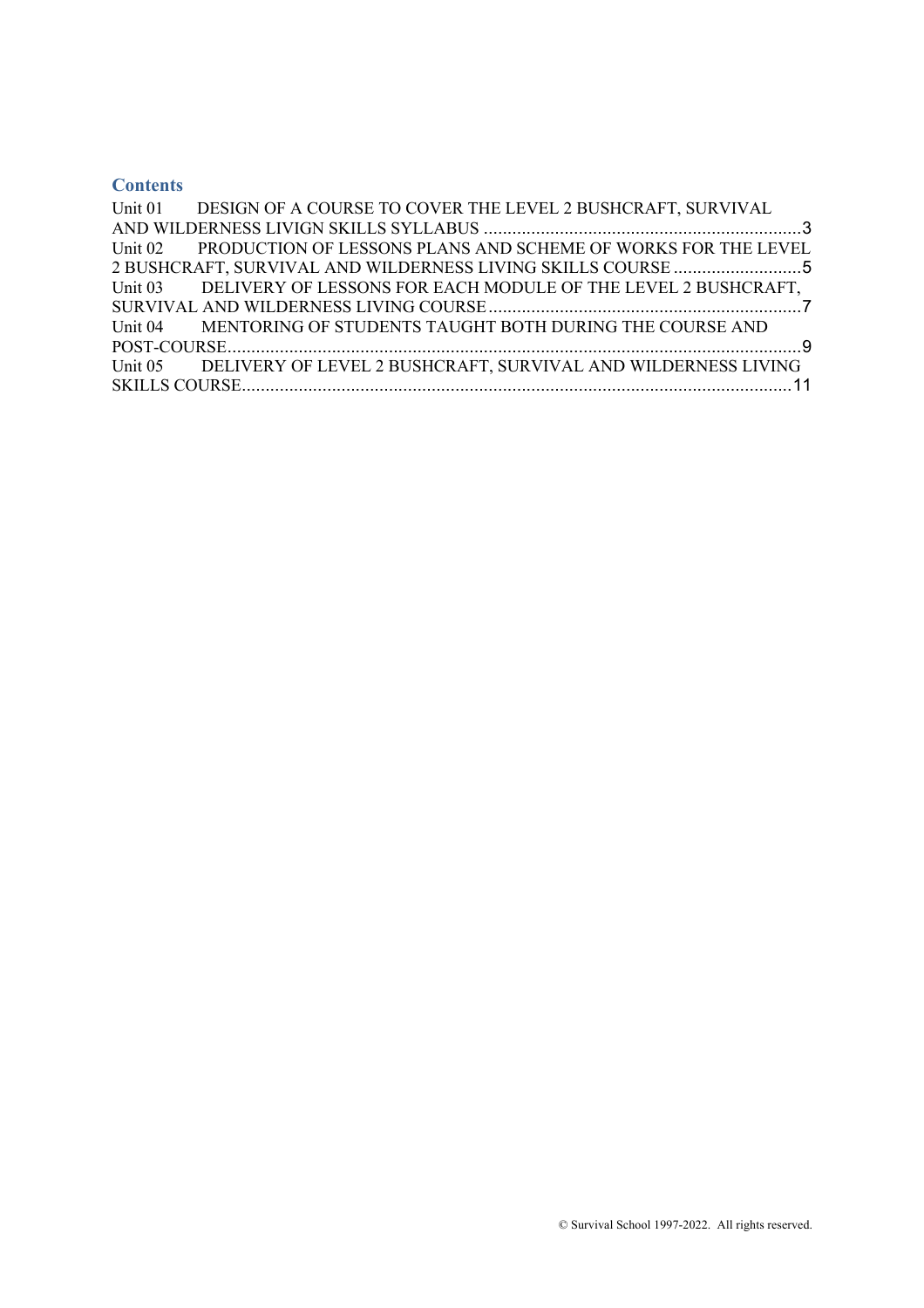## Contents

Unit 01 DESIGN OF A COURSE TO COVER THE LEVEL 2 BUSHCRAFT, SURVIVAL AND WILDERNESS LIVIGN SKILLS SYLLABUS .....3

Unit 02 PRODUCTION OF LESSONS PLANS AND SCHEME OF WORKS FOR THE LEVEL 2 BUSHCRAFT, SURVIVAL AND WILDERNESS LIVING SKILLS COURSE .....5

Unit 03 DELIVERY OF LESSONS FOR EACH MODULE OF THE LEVEL 2 BUSHCRAFT, SURVIVAL AND WILDERNESS LIVING COURSE .....7

Unit 04 MENTORING OF STUDENTS TAUGHT BOTH DURING THE COURSE AND POST-COURSE .....9

Unit 05 DELIVERY OF LEVEL 2 BUSHCRAFT, SURVIVAL AND WILDERNESS LIVING SKILLS COURSE .....11

© Survival School 1997-2022. All rights reserved.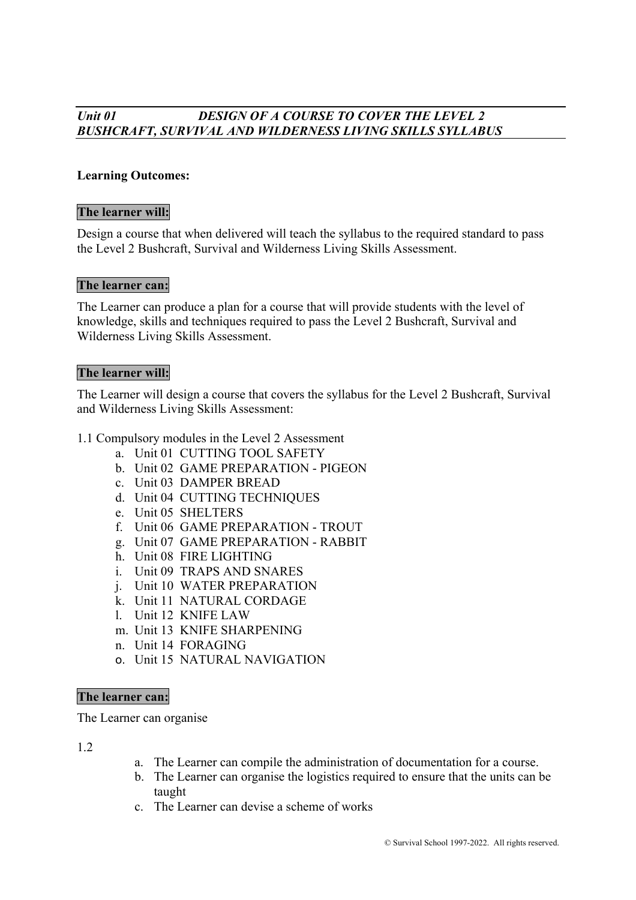## *Unit 01 DESIGN OF A COURSE TO COVER THE LEVEL 2 BUSHCRAFT, SURVIVAL AND WILDERNESS LIVING SKILLS SYLLABUS*

**Learning Outcomes:**

**The learner will:**

Design a course that when delivered will teach the syllabus to the required standard to pass the Level 2 Bushcraft, Survival and Wilderness Living Skills Assessment.

**The learner can:**

The Learner can produce a plan for a course that will provide students with the level of knowledge, skills and techniques required to pass the Level 2 Bushcraft, Survival and Wilderness Living Skills Assessment.

**The learner will:**

The Learner will design a course that covers the syllabus for the Level 2 Bushcraft, Survival and Wilderness Living Skills Assessment:

1.1 Compulsory modules in the Level 2 Assessment

- a. Unit 01 CUTTING TOOL SAFETY
- b. Unit 02 GAME PREPARATION - PIGEON
- c. Unit 03 DAMPER BREAD
- d. Unit 04 CUTTING TECHNIQUES
- e. Unit 05 SHELTERS
- f. Unit 06 GAME PREPARATION - TROUT
- g. Unit 07 GAME PREPARATION - RABBIT
- h. Unit 08 FIRE LIGHTING
- i. Unit 09 TRAPS AND SNARES
- j. Unit 10 WATER PREPARATION
- k. Unit 11 NATURAL CORDAGE
- l. Unit 12 KNIFE LAW
- m. Unit 13 KNIFE SHARPENING
- n. Unit 14 FORAGING
- o. Unit 15 NATURAL NAVIGATION

**The learner can:**

The Learner can organise

1.2

- a. The Learner can compile the administration of documentation for a course.
- b. The Learner can organise the logistics required to ensure that the units can be taught
- c. The Learner can devise a scheme of works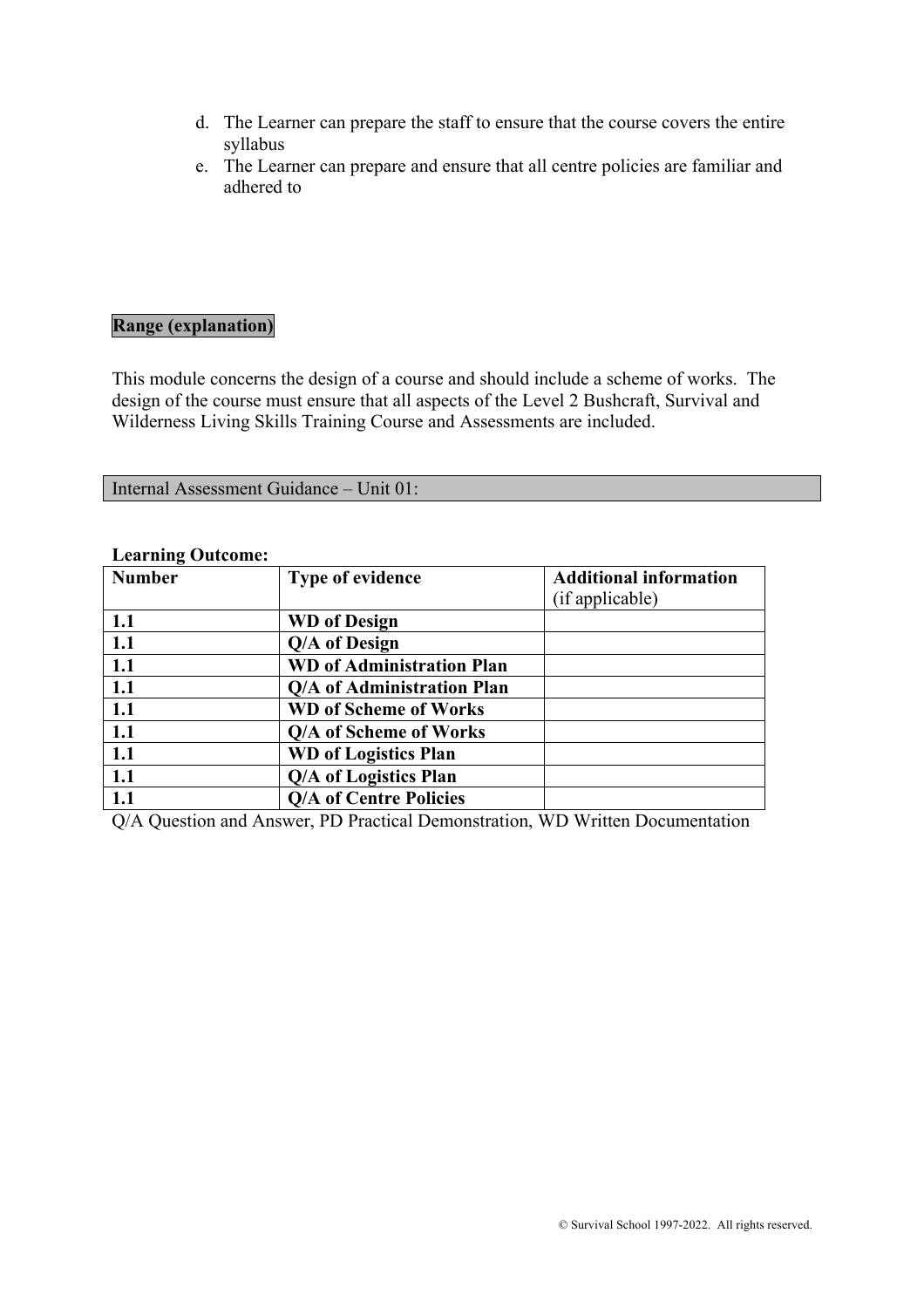d. The Learner can prepare the staff to ensure that the course covers the entire syllabus
e. The Learner can prepare and ensure that all centre policies are familiar and adhered to

**Range (explanation)**

This module concerns the design of a course and should include a scheme of works. The design of the course must ensure that all aspects of the Level 2 Bushcraft, Survival and Wilderness Living Skills Training Course and Assessments are included.

Internal Assessment Guidance – Unit 01:

**Learning Outcome:**

| **Number** | **Type of evidence** | **Additional information** (if applicable) |
|---|---|---|
| **1.1** | **WD of Design** | |
| **1.1** | **Q/A of Design** | |
| **1.1** | **WD of Administration Plan** | |
| **1.1** | **Q/A of Administration Plan** | |
| **1.1** | **WD of Scheme of Works** | |
| **1.1** | **Q/A of Scheme of Works** | |
| **1.1** | **WD of Logistics Plan** | |
| **1.1** | **Q/A of Logistics Plan** | |
| **1.1** | **Q/A of Centre Policies** | |

Q/A Question and Answer, PD Practical Demonstration, WD Written Documentation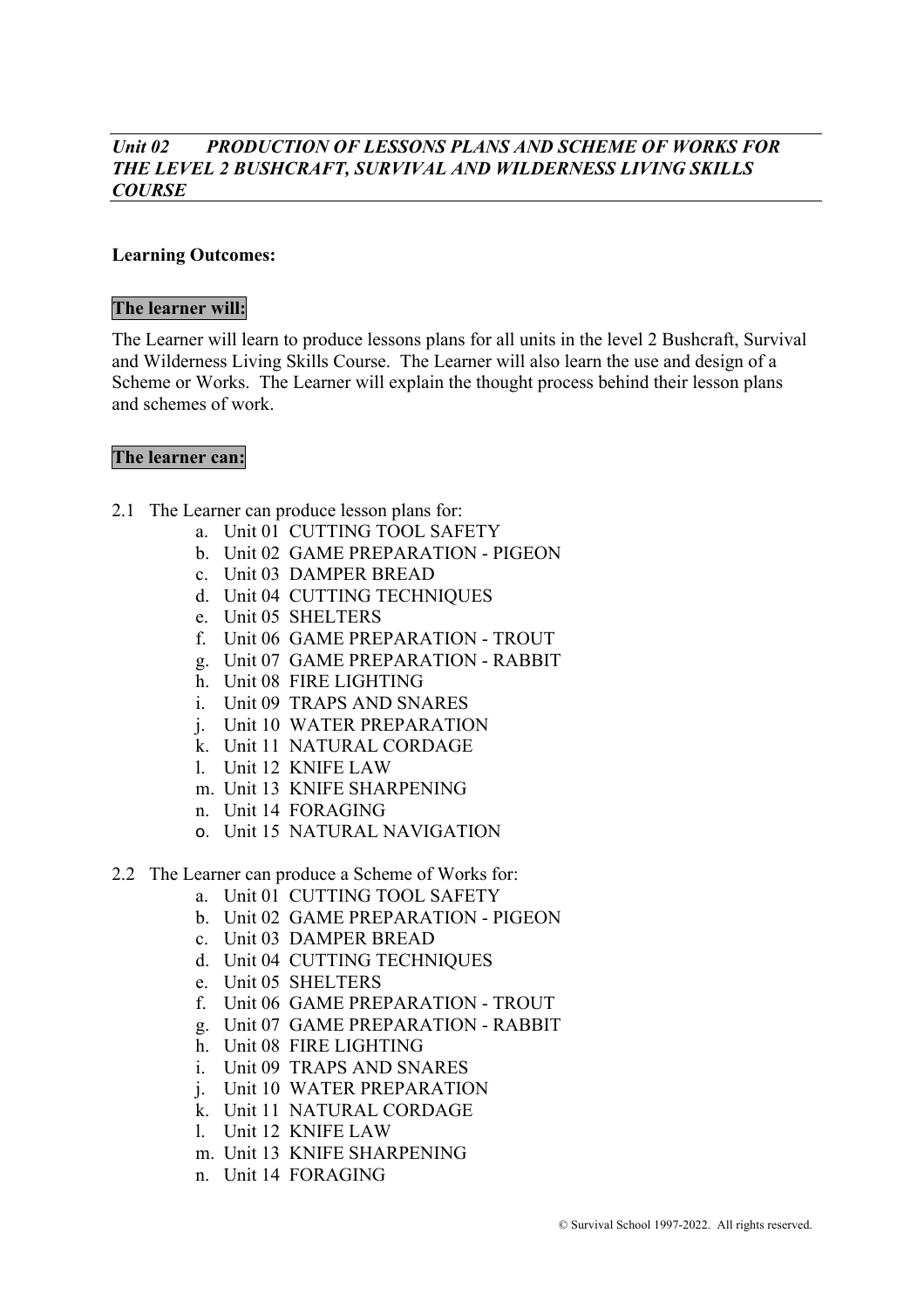## *Unit 02 PRODUCTION OF LESSONS PLANS AND SCHEME OF WORKS FOR THE LEVEL 2 BUSHCRAFT, SURVIVAL AND WILDERNESS LIVING SKILLS COURSE*

**Learning Outcomes:**

**The learner will:**

The Learner will learn to produce lessons plans for all units in the level 2 Bushcraft, Survival and Wilderness Living Skills Course. The Learner will also learn the use and design of a Scheme or Works. The Learner will explain the thought process behind their lesson plans and schemes of work.

**The learner can:**

2.1 The Learner can produce lesson plans for:

a. Unit 01 CUTTING TOOL SAFETY
b. Unit 02 GAME PREPARATION - PIGEON
c. Unit 03 DAMPER BREAD
d. Unit 04 CUTTING TECHNIQUES
e. Unit 05 SHELTERS
f. Unit 06 GAME PREPARATION - TROUT
g. Unit 07 GAME PREPARATION - RABBIT
h. Unit 08 FIRE LIGHTING
i. Unit 09 TRAPS AND SNARES
j. Unit 10 WATER PREPARATION
k. Unit 11 NATURAL CORDAGE
l. Unit 12 KNIFE LAW
m. Unit 13 KNIFE SHARPENING
n. Unit 14 FORAGING
o. Unit 15 NATURAL NAVIGATION

2.2 The Learner can produce a Scheme of Works for:

a. Unit 01 CUTTING TOOL SAFETY
b. Unit 02 GAME PREPARATION - PIGEON
c. Unit 03 DAMPER BREAD
d. Unit 04 CUTTING TECHNIQUES
e. Unit 05 SHELTERS
f. Unit 06 GAME PREPARATION - TROUT
g. Unit 07 GAME PREPARATION - RABBIT
h. Unit 08 FIRE LIGHTING
i. Unit 09 TRAPS AND SNARES
j. Unit 10 WATER PREPARATION
k. Unit 11 NATURAL CORDAGE
l. Unit 12 KNIFE LAW
m. Unit 13 KNIFE SHARPENING
n. Unit 14 FORAGING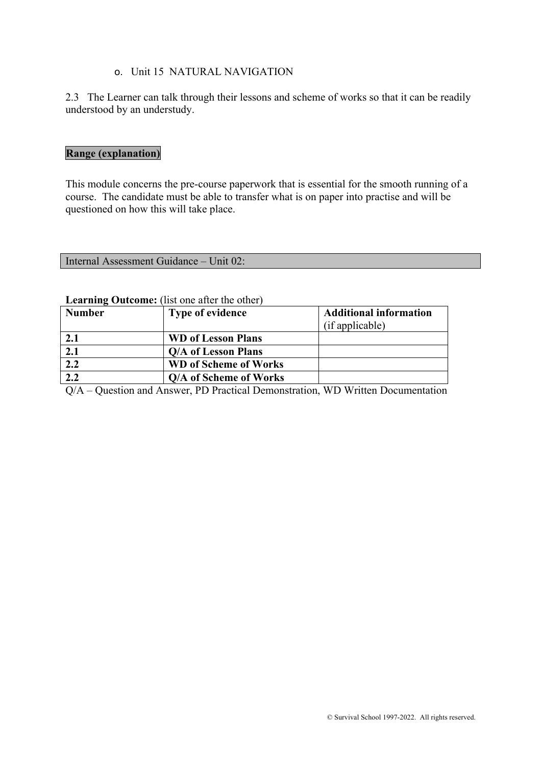- o. Unit 15 NATURAL NAVIGATION

2.3 The Learner can talk through their lessons and scheme of works so that it can be readily understood by an understudy.

**Range (explanation)**

This module concerns the pre-course paperwork that is essential for the smooth running of a course. The candidate must be able to transfer what is on paper into practise and will be questioned on how this will take place.

Internal Assessment Guidance – Unit 02:

**Learning Outcome:** (list one after the other)

| **Number** | **Type of evidence** | **Additional information** (if applicable) |
|---|---|---|
| **2.1** | **WD of Lesson Plans** | |
| **2.1** | **Q/A of Lesson Plans** | |
| **2.2** | **WD of Scheme of Works** | |
| **2.2** | **Q/A of Scheme of Works** | |

Q/A – Question and Answer, PD Practical Demonstration, WD Written Documentation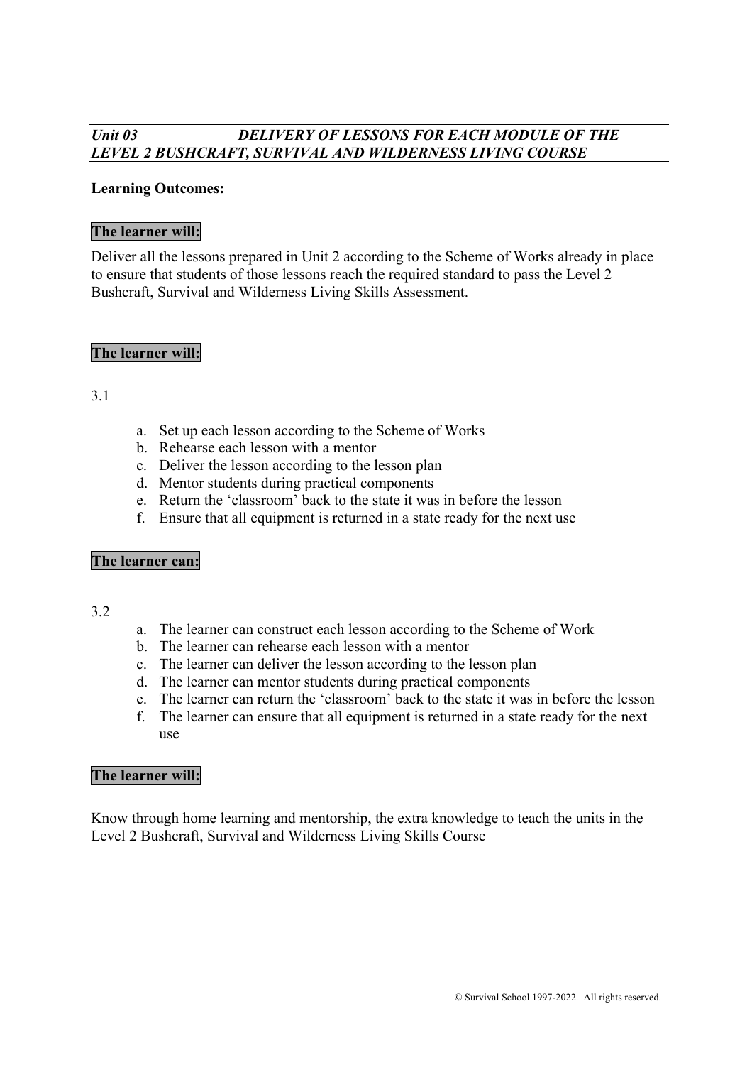## *Unit 03 DELIVERY OF LESSONS FOR EACH MODULE OF THE LEVEL 2 BUSHCRAFT, SURVIVAL AND WILDERNESS LIVING COURSE*

**Learning Outcomes:**

**The learner will:**

Deliver all the lessons prepared in Unit 2 according to the Scheme of Works already in place to ensure that students of those lessons reach the required standard to pass the Level 2 Bushcraft, Survival and Wilderness Living Skills Assessment.

**The learner will:**

3.1

a. Set up each lesson according to the Scheme of Works
b. Rehearse each lesson with a mentor
c. Deliver the lesson according to the lesson plan
d. Mentor students during practical components
e. Return the 'classroom' back to the state it was in before the lesson
f. Ensure that all equipment is returned in a state ready for the next use

**The learner can:**

3.2

a. The learner can construct each lesson according to the Scheme of Work
b. The learner can rehearse each lesson with a mentor
c. The learner can deliver the lesson according to the lesson plan
d. The learner can mentor students during practical components
e. The learner can return the 'classroom' back to the state it was in before the lesson
f. The learner can ensure that all equipment is returned in a state ready for the next use

**The learner will:**

Know through home learning and mentorship, the extra knowledge to teach the units in the Level 2 Bushcraft, Survival and Wilderness Living Skills Course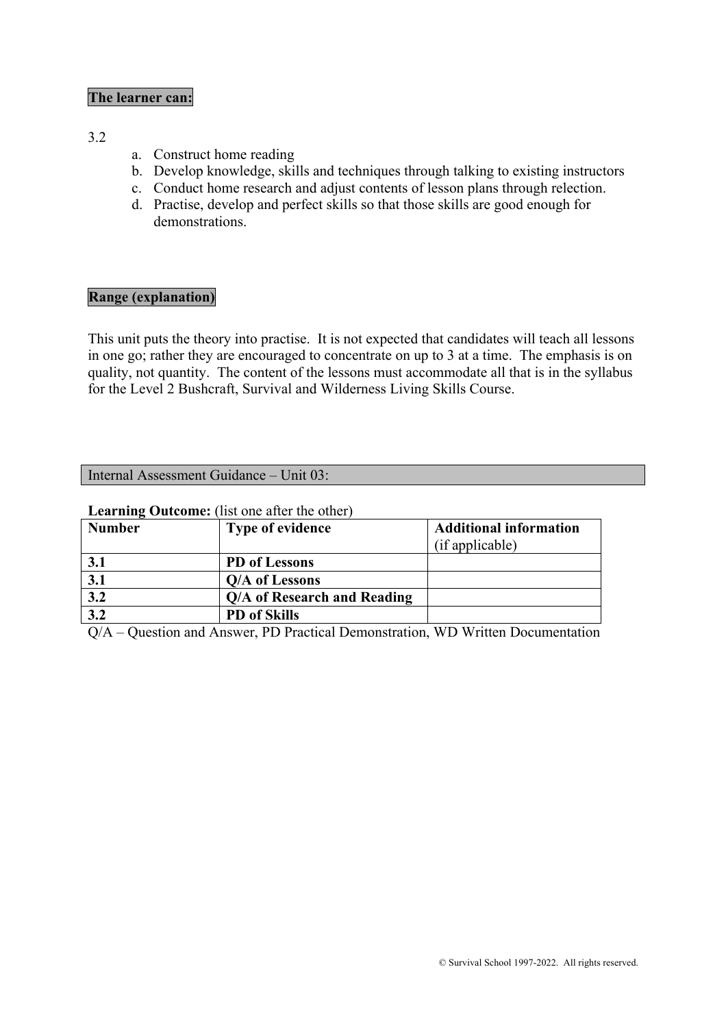**The learner can:**

3.2

a. Construct home reading
b. Develop knowledge, skills and techniques through talking to existing instructors
c. Conduct home research and adjust contents of lesson plans through relection.
d. Practise, develop and perfect skills so that those skills are good enough for demonstrations.

**Range (explanation)**

This unit puts the theory into practise. It is not expected that candidates will teach all lessons in one go; rather they are encouraged to concentrate on up to 3 at a time. The emphasis is on quality, not quantity. The content of the lessons must accommodate all that is in the syllabus for the Level 2 Bushcraft, Survival and Wilderness Living Skills Course.

Internal Assessment Guidance – Unit 03:

**Learning Outcome:** (list one after the other)

| Number | Type of evidence | Additional information (if applicable) |
|---|---|---|
| **3.1** | **PD of Lessons** | |
| **3.1** | **Q/A of Lessons** | |
| **3.2** | **Q/A of Research and Reading** | |
| **3.2** | **PD of Skills** | |

Q/A – Question and Answer, PD Practical Demonstration, WD Written Documentation

© Survival School 1997-2022. All rights reserved.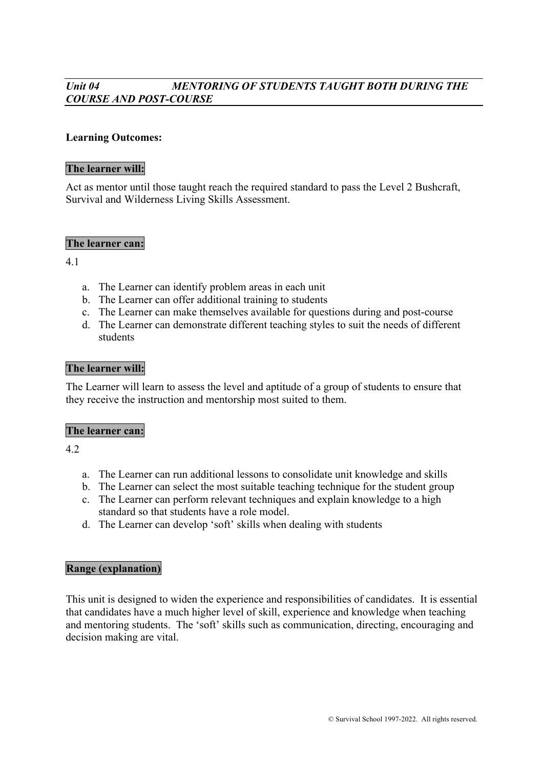## *Unit 04 MENTORING OF STUDENTS TAUGHT BOTH DURING THE COURSE AND POST-COURSE*

**Learning Outcomes:**

**The learner will:**

Act as mentor until those taught reach the required standard to pass the Level 2 Bushcraft, Survival and Wilderness Living Skills Assessment.

**The learner can:**

4.1

a. The Learner can identify problem areas in each unit
b. The Learner can offer additional training to students
c. The Learner can make themselves available for questions during and post-course
d. The Learner can demonstrate different teaching styles to suit the needs of different students

**The learner will:**

The Learner will learn to assess the level and aptitude of a group of students to ensure that they receive the instruction and mentorship most suited to them.

**The learner can:**

4.2

a. The Learner can run additional lessons to consolidate unit knowledge and skills
b. The Learner can select the most suitable teaching technique for the student group
c. The Learner can perform relevant techniques and explain knowledge to a high standard so that students have a role model.
d. The Learner can develop 'soft' skills when dealing with students

**Range (explanation)**

This unit is designed to widen the experience and responsibilities of candidates. It is essential that candidates have a much higher level of skill, experience and knowledge when teaching and mentoring students. The 'soft' skills such as communication, directing, encouraging and decision making are vital.

© Survival School 1997-2022. All rights reserved.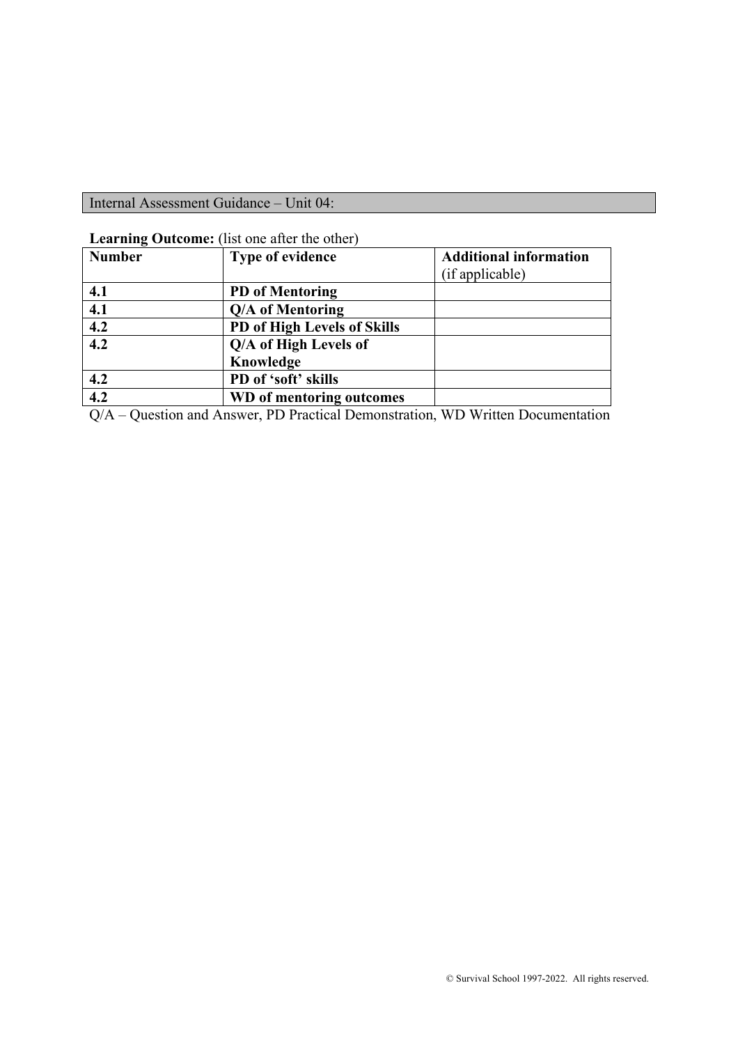Internal Assessment Guidance – Unit 04:

**Learning Outcome:** (list one after the other)

| **Number** | **Type of evidence** | **Additional information** (if applicable) |
| --- | --- | --- |
| **4.1** | **PD of Mentoring** | |
| **4.1** | **Q/A of Mentoring** | |
| **4.2** | **PD of High Levels of Skills** | |
| **4.2** | **Q/A of High Levels of Knowledge** | |
| **4.2** | **PD of 'soft' skills** | |
| **4.2** | **WD of mentoring outcomes** | |

Q/A – Question and Answer, PD Practical Demonstration, WD Written Documentation

© Survival School 1997-2022. All rights reserved.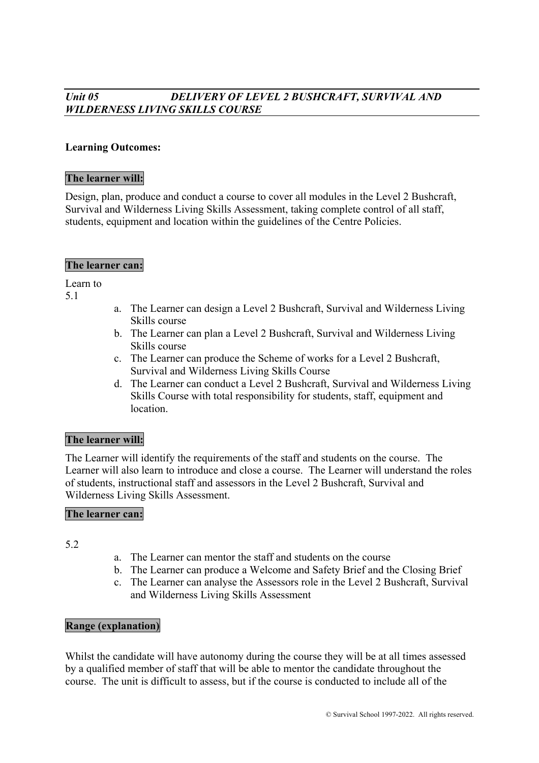## *Unit 05 DELIVERY OF LEVEL 2 BUSHCRAFT, SURVIVAL AND WILDERNESS LIVING SKILLS COURSE*

**Learning Outcomes:**

**The learner will:**

Design, plan, produce and conduct a course to cover all modules in the Level 2 Bushcraft, Survival and Wilderness Living Skills Assessment, taking complete control of all staff, students, equipment and location within the guidelines of the Centre Policies.

**The learner can:**

Learn to
5.1

a. The Learner can design a Level 2 Bushcraft, Survival and Wilderness Living Skills course
b. The Learner can plan a Level 2 Bushcraft, Survival and Wilderness Living Skills course
c. The Learner can produce the Scheme of works for a Level 2 Bushcraft, Survival and Wilderness Living Skills Course
d. The Learner can conduct a Level 2 Bushcraft, Survival and Wilderness Living Skills Course with total responsibility for students, staff, equipment and location.

**The learner will:**

The Learner will identify the requirements of the staff and students on the course. The Learner will also learn to introduce and close a course. The Learner will understand the roles of students, instructional staff and assessors in the Level 2 Bushcraft, Survival and Wilderness Living Skills Assessment.

**The learner can:**

5.2

a. The Learner can mentor the staff and students on the course
b. The Learner can produce a Welcome and Safety Brief and the Closing Brief
c. The Learner can analyse the Assessors role in the Level 2 Bushcraft, Survival and Wilderness Living Skills Assessment

**Range (explanation)**

Whilst the candidate will have autonomy during the course they will be at all times assessed by a qualified member of staff that will be able to mentor the candidate throughout the course. The unit is difficult to assess, but if the course is conducted to include all of the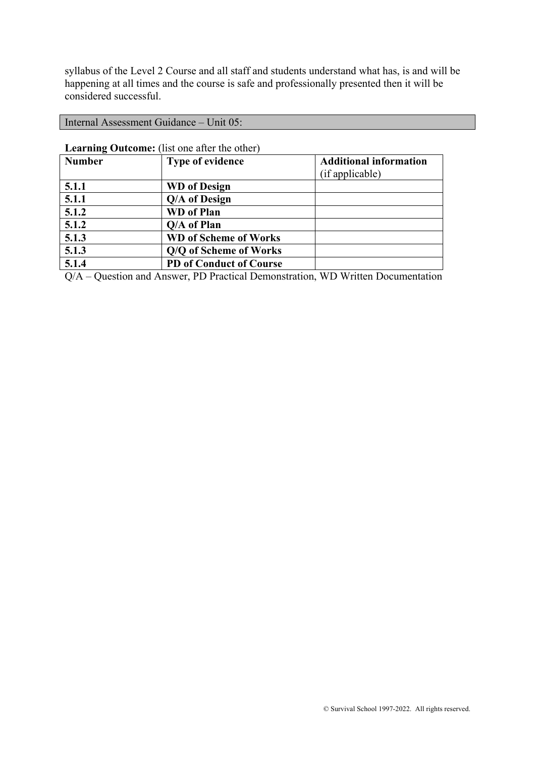syllabus of the Level 2 Course and all staff and students understand what has, is and will be happening at all times and the course is safe and professionally presented then it will be considered successful.

## Internal Assessment Guidance – Unit 05:

**Learning Outcome:** (list one after the other)

| **Number** | **Type of evidence** | **Additional information** (if applicable) |
|---|---|---|
| **5.1.1** | **WD of Design** | |
| **5.1.1** | **Q/A of Design** | |
| **5.1.2** | **WD of Plan** | |
| **5.1.2** | **Q/A of Plan** | |
| **5.1.3** | **WD of Scheme of Works** | |
| **5.1.3** | **Q/Q of Scheme of Works** | |
| **5.1.4** | **PD of Conduct of Course** | |

Q/A – Question and Answer, PD Practical Demonstration, WD Written Documentation

© Survival School 1997-2022. All rights reserved.